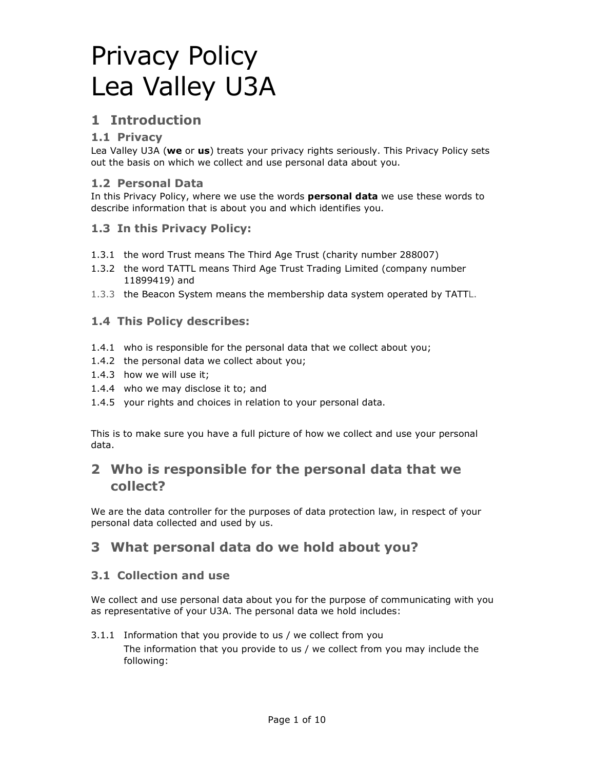# Privacy Policy
# Lea Valley U3A

## 1 Introduction

### 1.1 Privacy

Lea Valley U3A (**we** or **us**) treats your privacy rights seriously. This Privacy Policy sets out the basis on which we collect and use personal data about you.

### 1.2 Personal Data

In this Privacy Policy, where we use the words **personal data** we use these words to describe information that is about you and which identifies you.

### 1.3 In this Privacy Policy:

1.3.1 the word Trust means The Third Age Trust (charity number 288007)

1.3.2 the word TATTL means Third Age Trust Trading Limited (company number 11899419) and

1.3.3 the Beacon System means the membership data system operated by TATTL.

### 1.4 This Policy describes:

1.4.1 who is responsible for the personal data that we collect about you;

1.4.2 the personal data we collect about you;

1.4.3 how we will use it;

1.4.4 who we may disclose it to; and

1.4.5 your rights and choices in relation to your personal data.

This is to make sure you have a full picture of how we collect and use your personal data.

## 2 Who is responsible for the personal data that we collect?

We are the data controller for the purposes of data protection law, in respect of your personal data collected and used by us.

## 3 What personal data do we hold about you?

### 3.1 Collection and use

We collect and use personal data about you for the purpose of communicating with you as representative of your U3A. The personal data we hold includes:

3.1.1 Information that you provide to us / we collect from you

The information that you provide to us / we collect from you may include the following: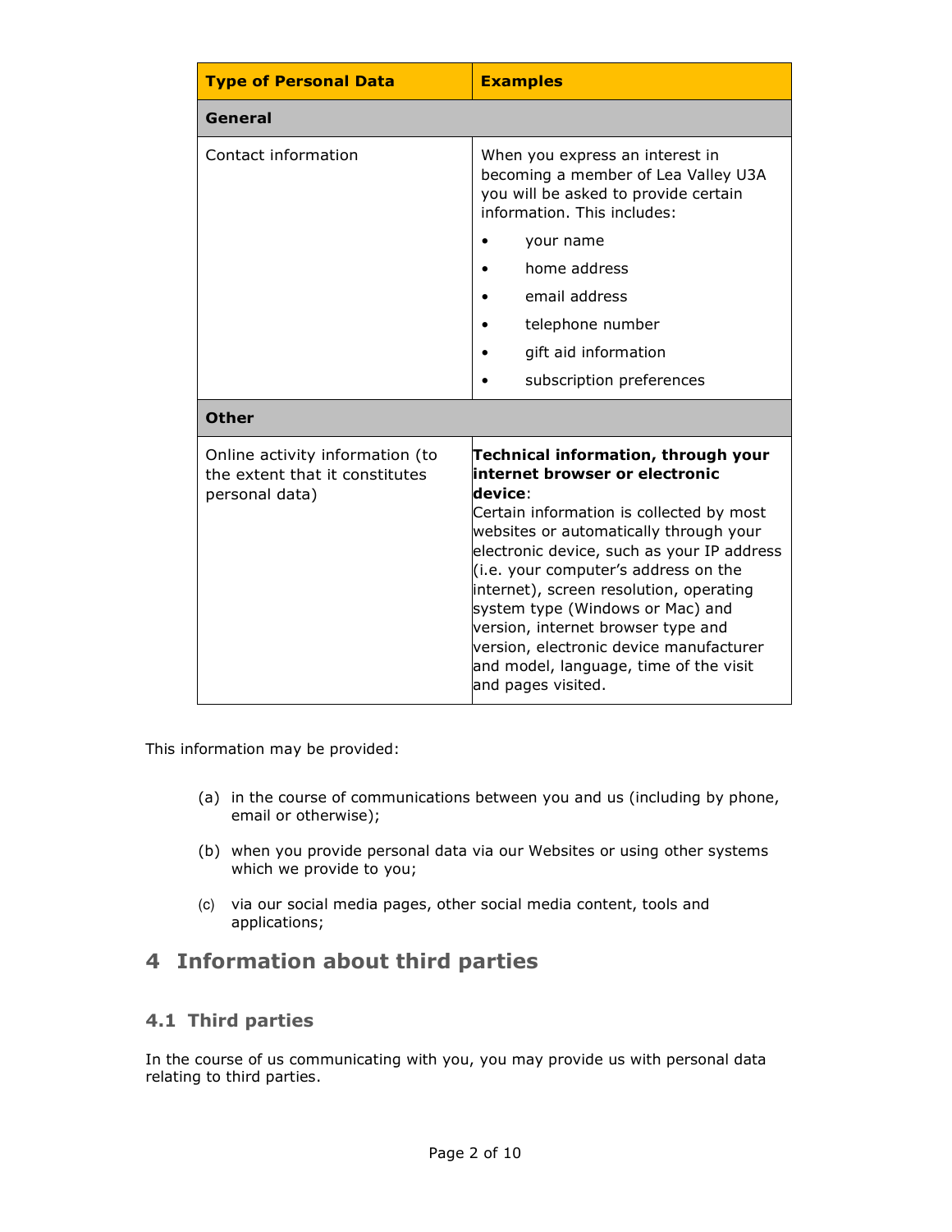| Type of Personal Data | Examples |
| --- | --- |
| **General** | |
| Contact information | When you express an interest in becoming a member of Lea Valley U3A you will be asked to provide certain information. This includes:<br>• your name<br>• home address<br>• email address<br>• telephone number<br>• gift aid information<br>• subscription preferences |
| **Other** | |
| Online activity information (to the extent that it constitutes personal data) | **Technical information, through your internet browser or electronic device**:<br>Certain information is collected by most websites or automatically through your electronic device, such as your IP address (i.e. your computer's address on the internet), screen resolution, operating system type (Windows or Mac) and version, internet browser type and version, electronic device manufacturer and model, language, time of the visit and pages visited. |

This information may be provided:

(a) in the course of communications between you and us (including by phone, email or otherwise);

(b) when you provide personal data via our Websites or using other systems which we provide to you;

(c) via our social media pages, other social media content, tools and applications;

# 4 Information about third parties

## 4.1 Third parties

In the course of us communicating with you, you may provide us with personal data relating to third parties.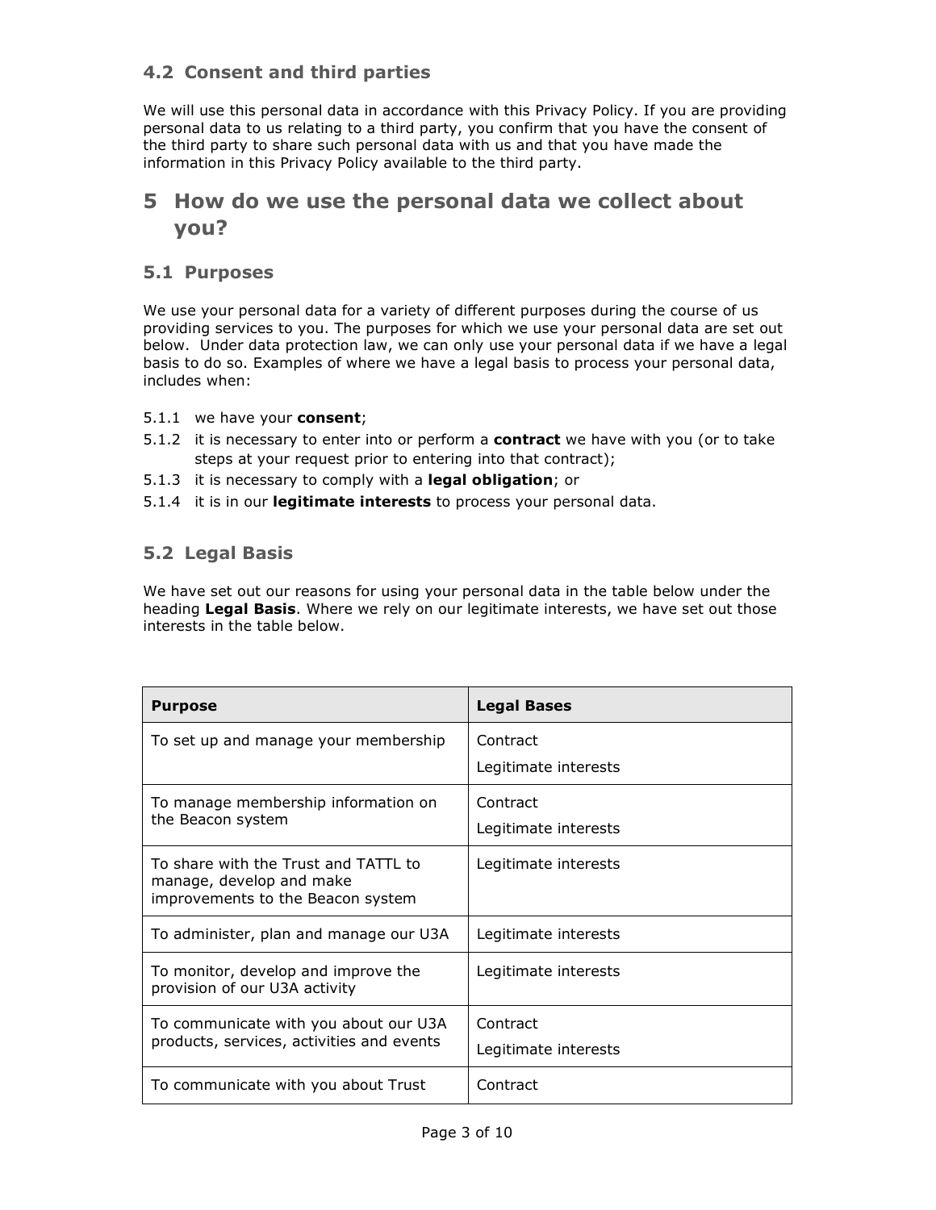### 4.2 Consent and third parties

We will use this personal data in accordance with this Privacy Policy. If you are providing personal data to us relating to a third party, you confirm that you have the consent of the third party to share such personal data with us and that you have made the information in this Privacy Policy available to the third party.

## 5 How do we use the personal data we collect about you?

### 5.1 Purposes

We use your personal data for a variety of different purposes during the course of us providing services to you. The purposes for which we use your personal data are set out below. Under data protection law, we can only use your personal data if we have a legal basis to do so. Examples of where we have a legal basis to process your personal data, includes when:

5.1.1 we have your **consent**;

5.1.2 it is necessary to enter into or perform a **contract** we have with you (or to take steps at your request prior to entering into that contract);

5.1.3 it is necessary to comply with a **legal obligation**; or

5.1.4 it is in our **legitimate interests** to process your personal data.

### 5.2 Legal Basis

We have set out our reasons for using your personal data in the table below under the heading **Legal Basis**. Where we rely on our legitimate interests, we have set out those interests in the table below.

| **Purpose** | **Legal Bases** |
| --- | --- |
| To set up and manage your membership | Contract<br>Legitimate interests |
| To manage membership information on the Beacon system | Contract<br>Legitimate interests |
| To share with the Trust and TATTL to manage, develop and make improvements to the Beacon system | Legitimate interests |
| To administer, plan and manage our U3A | Legitimate interests |
| To monitor, develop and improve the provision of our U3A activity | Legitimate interests |
| To communicate with you about our U3A products, services, activities and events | Contract<br>Legitimate interests |
| To communicate with you about Trust | Contract |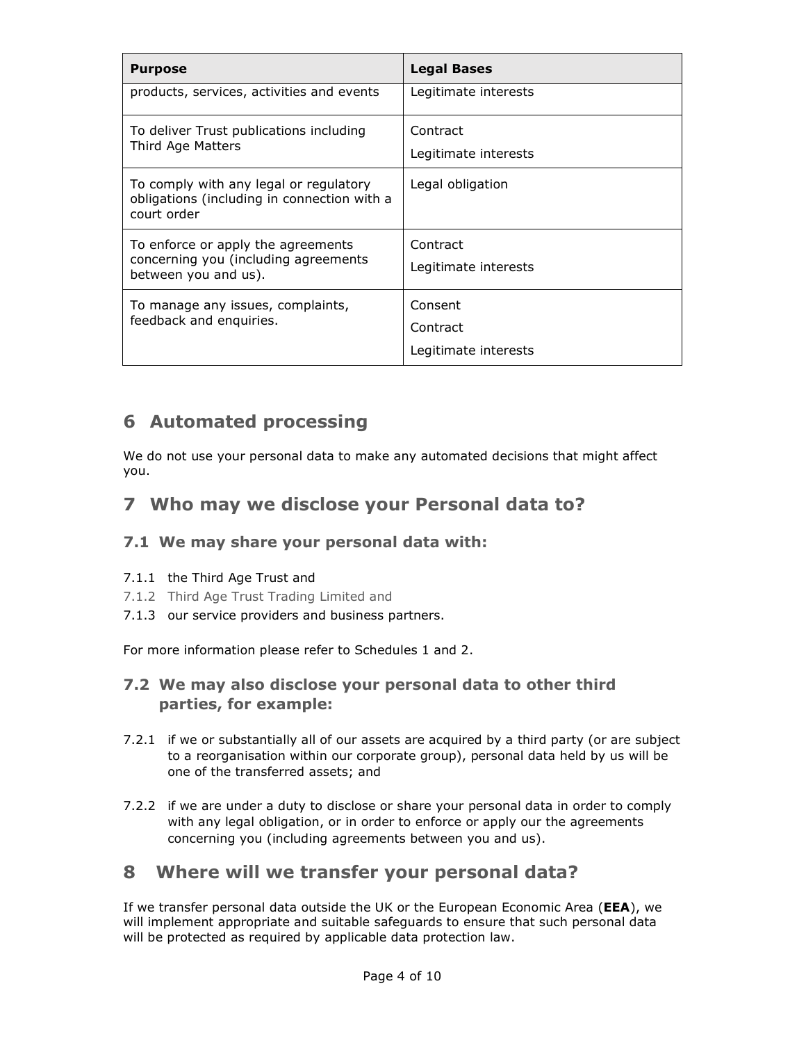| Purpose | Legal Bases |
| --- | --- |
| products, services, activities and events | Legitimate interests |
| To deliver Trust publications including Third Age Matters | Contract<br>Legitimate interests |
| To comply with any legal or regulatory obligations (including in connection with a court order | Legal obligation |
| To enforce or apply the agreements concerning you (including agreements between you and us). | Contract<br>Legitimate interests |
| To manage any issues, complaints, feedback and enquiries. | Consent<br>Contract<br>Legitimate interests |

## 6 Automated processing

We do not use your personal data to make any automated decisions that might affect you.

## 7 Who may we disclose your Personal data to?

### 7.1 We may share your personal data with:

7.1.1 the Third Age Trust and

7.1.2 Third Age Trust Trading Limited and

7.1.3 our service providers and business partners.

For more information please refer to Schedules 1 and 2.

### 7.2 We may also disclose your personal data to other third parties, for example:

7.2.1 if we or substantially all of our assets are acquired by a third party (or are subject to a reorganisation within our corporate group), personal data held by us will be one of the transferred assets; and

7.2.2 if we are under a duty to disclose or share your personal data in order to comply with any legal obligation, or in order to enforce or apply our the agreements concerning you (including agreements between you and us).

## 8 Where will we transfer your personal data?

If we transfer personal data outside the UK or the European Economic Area (**EEA**), we will implement appropriate and suitable safeguards to ensure that such personal data will be protected as required by applicable data protection law.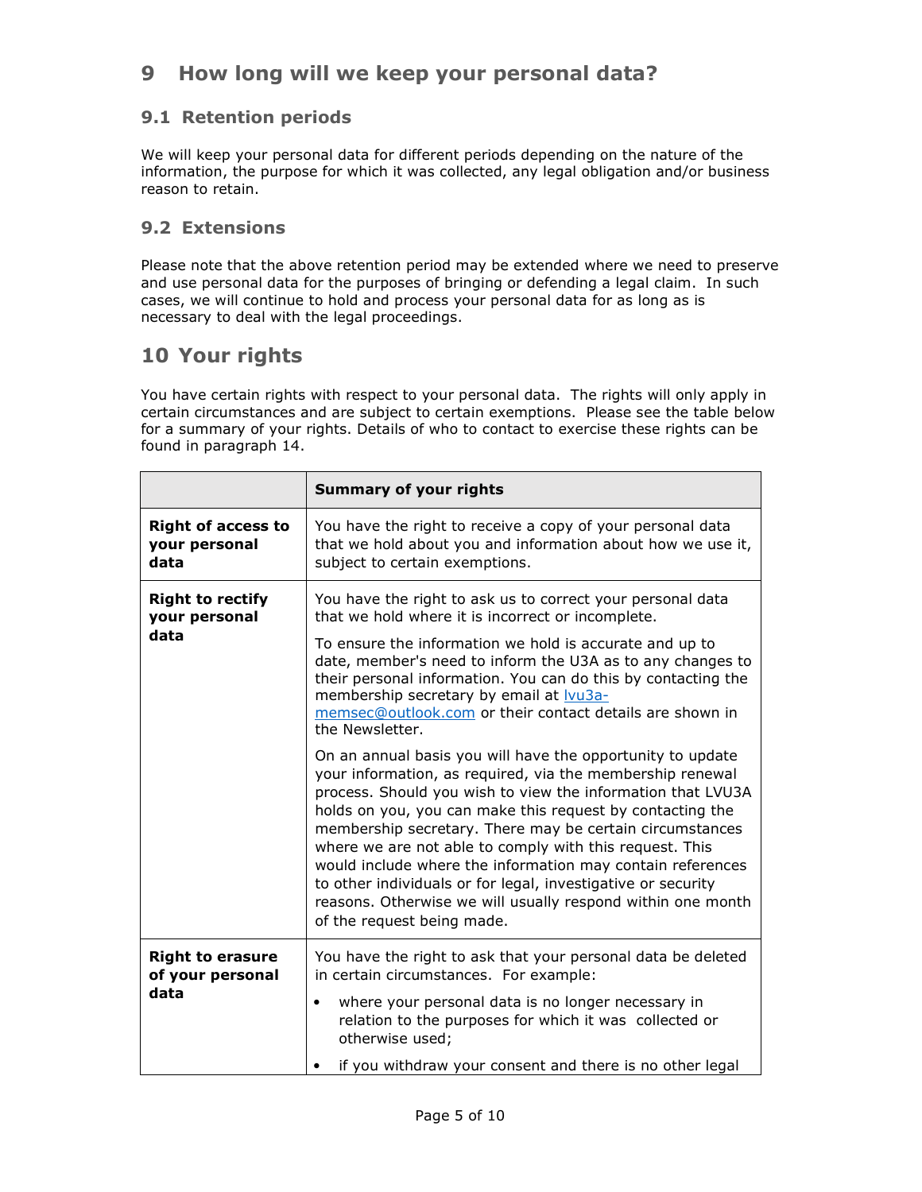# 9 How long will we keep your personal data?

## 9.1 Retention periods

We will keep your personal data for different periods depending on the nature of the information, the purpose for which it was collected, any legal obligation and/or business reason to retain.

## 9.2 Extensions

Please note that the above retention period may be extended where we need to preserve and use personal data for the purposes of bringing or defending a legal claim. In such cases, we will continue to hold and process your personal data for as long as is necessary to deal with the legal proceedings.

# 10 Your rights

You have certain rights with respect to your personal data. The rights will only apply in certain circumstances and are subject to certain exemptions. Please see the table below for a summary of your rights. Details of who to contact to exercise these rights can be found in paragraph 14.

| | **Summary of your rights** |
|---|---|
| **Right of access to your personal data** | You have the right to receive a copy of your personal data that we hold about you and information about how we use it, subject to certain exemptions. |
| **Right to rectify your personal data** | You have the right to ask us to correct your personal data that we hold where it is incorrect or incomplete.<br><br>To ensure the information we hold is accurate and up to date, member's need to inform the U3A as to any changes to their personal information. You can do this by contacting the membership secretary by email at lvu3a-memsec@outlook.com or their contact details are shown in the Newsletter.<br><br>On an annual basis you will have the opportunity to update your information, as required, via the membership renewal process. Should you wish to view the information that LVU3A holds on you, you can make this request by contacting the membership secretary. There may be certain circumstances where we are not able to comply with this request. This would include where the information may contain references to other individuals or for legal, investigative or security reasons. Otherwise we will usually respond within one month of the request being made. |
| **Right to erasure of your personal data** | You have the right to ask that your personal data be deleted in certain circumstances. For example:<br><br>• where your personal data is no longer necessary in relation to the purposes for which it was collected or otherwise used;<br><br>• if you withdraw your consent and there is no other legal |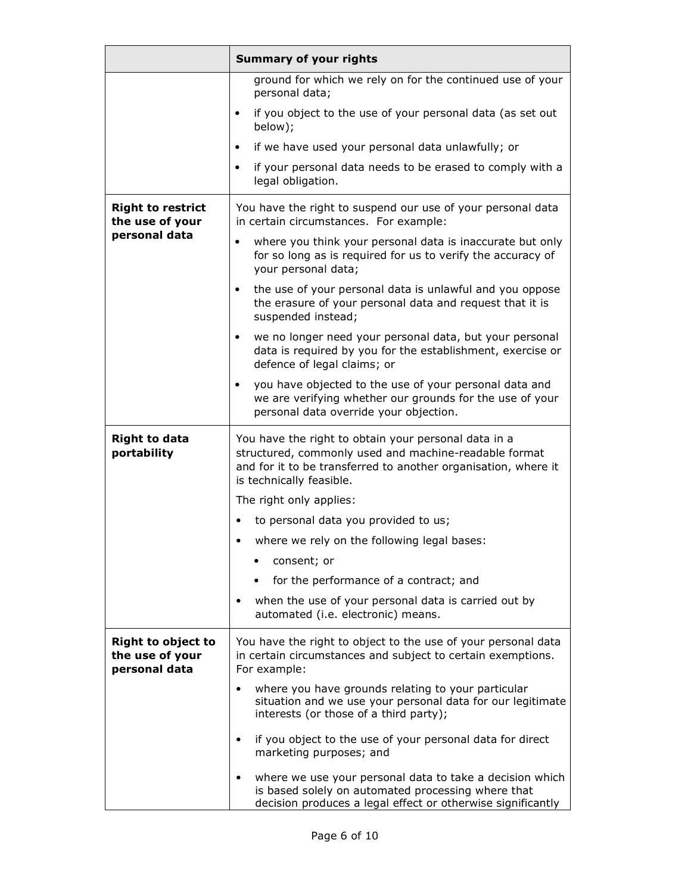| | **Summary of your rights** |
|---|---|
| | ground for which we rely on for the continued use of your personal data;<br>• if you object to the use of your personal data (as set out below);<br>• if we have used your personal data unlawfully; or<br>• if your personal data needs to be erased to comply with a legal obligation. |
| **Right to restrict the use of your personal data** | You have the right to suspend our use of your personal data in certain circumstances. For example:<br>• where you think your personal data is inaccurate but only for so long as is required for us to verify the accuracy of your personal data;<br>• the use of your personal data is unlawful and you oppose the erasure of your personal data and request that it is suspended instead;<br>• we no longer need your personal data, but your personal data is required by you for the establishment, exercise or defence of legal claims; or<br>• you have objected to the use of your personal data and we are verifying whether our grounds for the use of your personal data override your objection. |
| **Right to data portability** | You have the right to obtain your personal data in a structured, commonly used and machine-readable format and for it to be transferred to another organisation, where it is technically feasible.<br>The right only applies:<br>• to personal data you provided to us;<br>• where we rely on the following legal bases:<br>&nbsp;&nbsp;&nbsp;&nbsp;• consent; or<br>&nbsp;&nbsp;&nbsp;&nbsp;• for the performance of a contract; and<br>• when the use of your personal data is carried out by automated (i.e. electronic) means. |
| **Right to object to the use of your personal data** | You have the right to object to the use of your personal data in certain circumstances and subject to certain exemptions. For example:<br>• where you have grounds relating to your particular situation and we use your personal data for our legitimate interests (or those of a third party);<br>• if you object to the use of your personal data for direct marketing purposes; and<br>• where we use your personal data to take a decision which is based solely on automated processing where that decision produces a legal effect or otherwise significantly |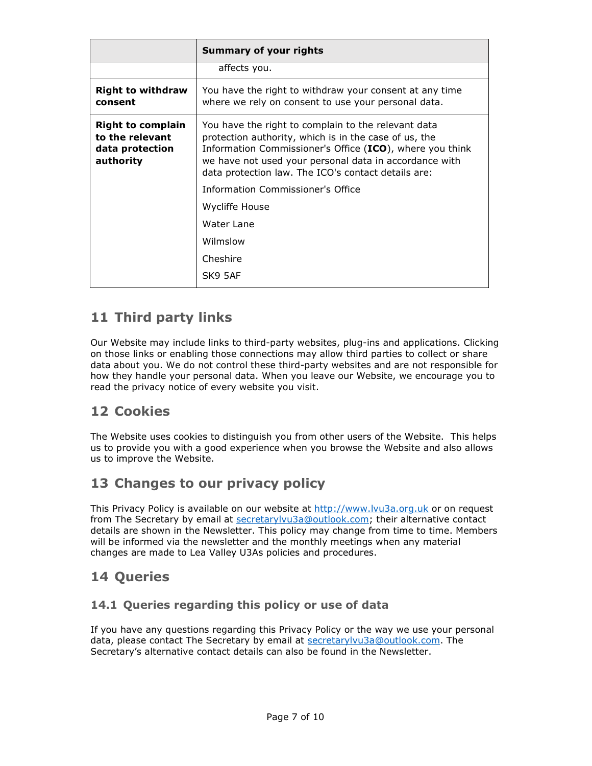| | Summary of your rights |
|---|---|
| | affects you. |
| **Right to withdraw consent** | You have the right to withdraw your consent at any time where we rely on consent to use your personal data. |
| **Right to complain to the relevant data protection authority** | You have the right to complain to the relevant data protection authority, which is in the case of us, the Information Commissioner's Office (**ICO**), where you think we have not used your personal data in accordance with data protection law. The ICO's contact details are:<br>Information Commissioner's Office<br>Wycliffe House<br>Water Lane<br>Wilmslow<br>Cheshire<br>SK9 5AF |

## 11 Third party links

Our Website may include links to third-party websites, plug-ins and applications. Clicking on those links or enabling those connections may allow third parties to collect or share data about you. We do not control these third-party websites and are not responsible for how they handle your personal data. When you leave our Website, we encourage you to read the privacy notice of every website you visit.

## 12 Cookies

The Website uses cookies to distinguish you from other users of the Website. This helps us to provide you with a good experience when you browse the Website and also allows us to improve the Website.

## 13 Changes to our privacy policy

This Privacy Policy is available on our website at http://www.lvu3a.org.uk or on request from The Secretary by email at secretarylvu3a@outlook.com; their alternative contact details are shown in the Newsletter. This policy may change from time to time. Members will be informed via the newsletter and the monthly meetings when any material changes are made to Lea Valley U3As policies and procedures.

## 14 Queries

### 14.1 Queries regarding this policy or use of data

If you have any questions regarding this Privacy Policy or the way we use your personal data, please contact The Secretary by email at secretarylvu3a@outlook.com. The Secretary's alternative contact details can also be found in the Newsletter.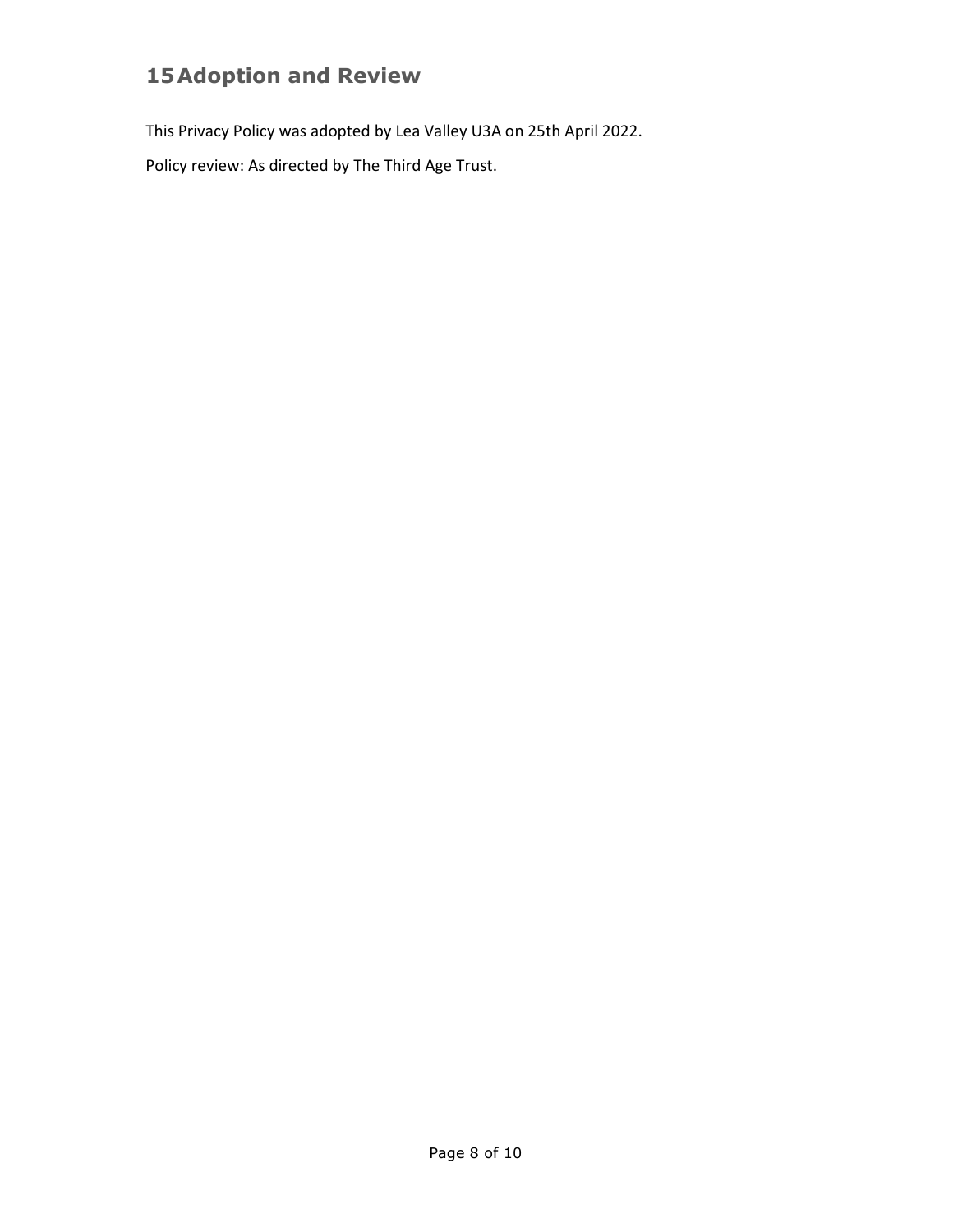## 15 Adoption and Review

This Privacy Policy was adopted by Lea Valley U3A on 25th April 2022.

Policy review: As directed by The Third Age Trust.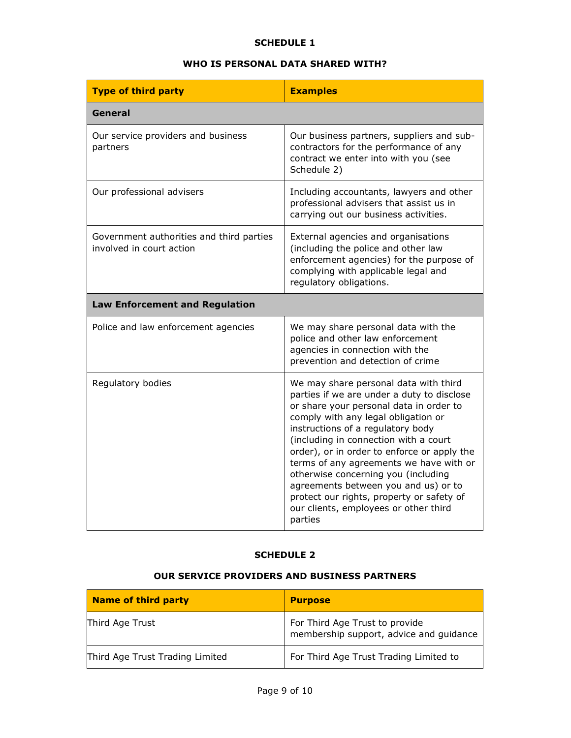## SCHEDULE 1

### WHO IS PERSONAL DATA SHARED WITH?

| Type of third party | Examples |
|---|---|
| **General** | |
| Our service providers and business partners | Our business partners, suppliers and sub-contractors for the performance of any contract we enter into with you (see Schedule 2) |
| Our professional advisers | Including accountants, lawyers and other professional advisers that assist us in carrying out our business activities. |
| Government authorities and third parties involved in court action | External agencies and organisations (including the police and other law enforcement agencies) for the purpose of complying with applicable legal and regulatory obligations. |
| **Law Enforcement and Regulation** | |
| Police and law enforcement agencies | We may share personal data with the police and other law enforcement agencies in connection with the prevention and detection of crime |
| Regulatory bodies | We may share personal data with third parties if we are under a duty to disclose or share your personal data in order to comply with any legal obligation or instructions of a regulatory body (including in connection with a court order), or in order to enforce or apply the terms of any agreements we have with or otherwise concerning you (including agreements between you and us) or to protect our rights, property or safety of our clients, employees or other third parties |

## SCHEDULE 2

### OUR SERVICE PROVIDERS AND BUSINESS PARTNERS

| Name of third party | Purpose |
|---|---|
| Third Age Trust | For Third Age Trust to provide membership support, advice and guidance |
| Third Age Trust Trading Limited | For Third Age Trust Trading Limited to |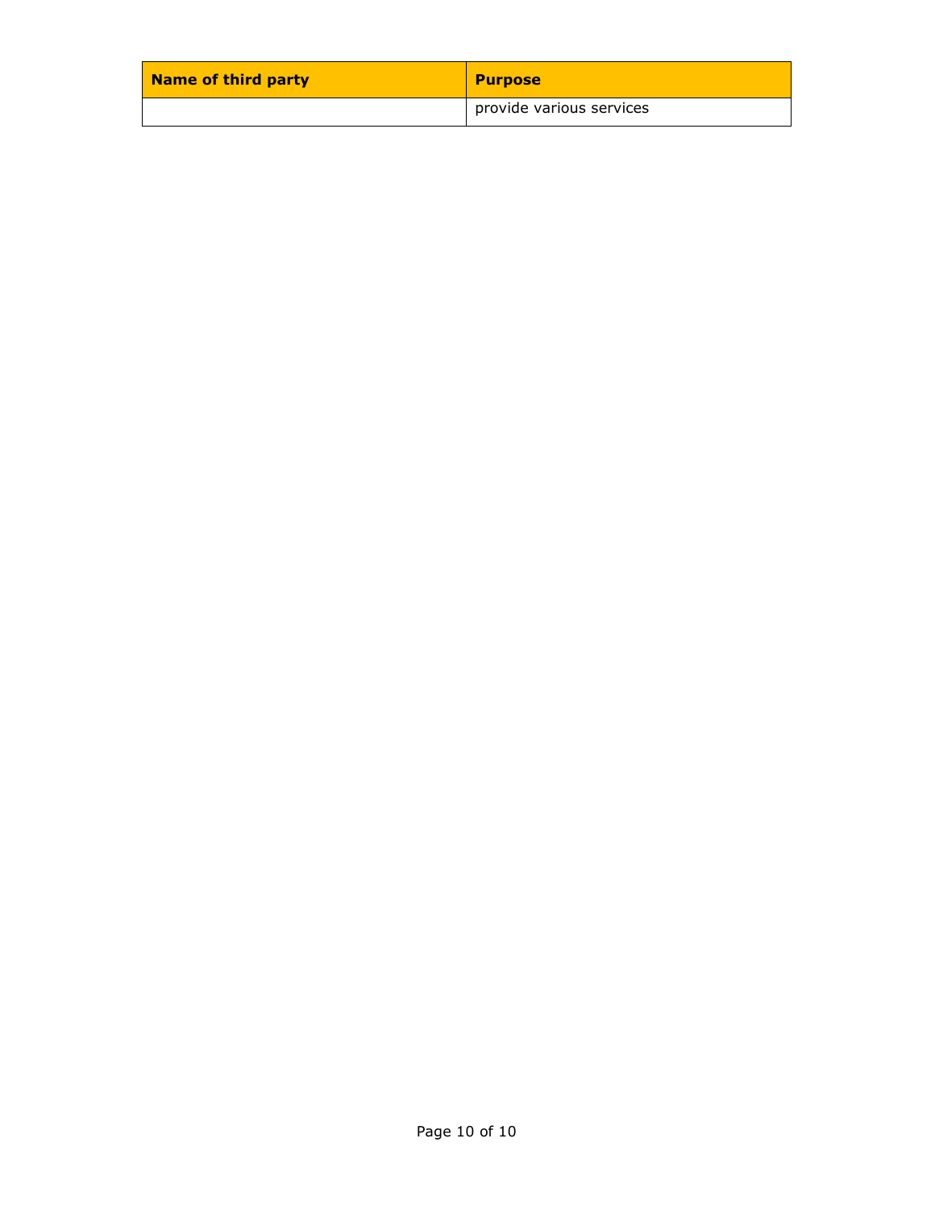| Name of third party | Purpose |
| --- | --- |
| | provide various services |